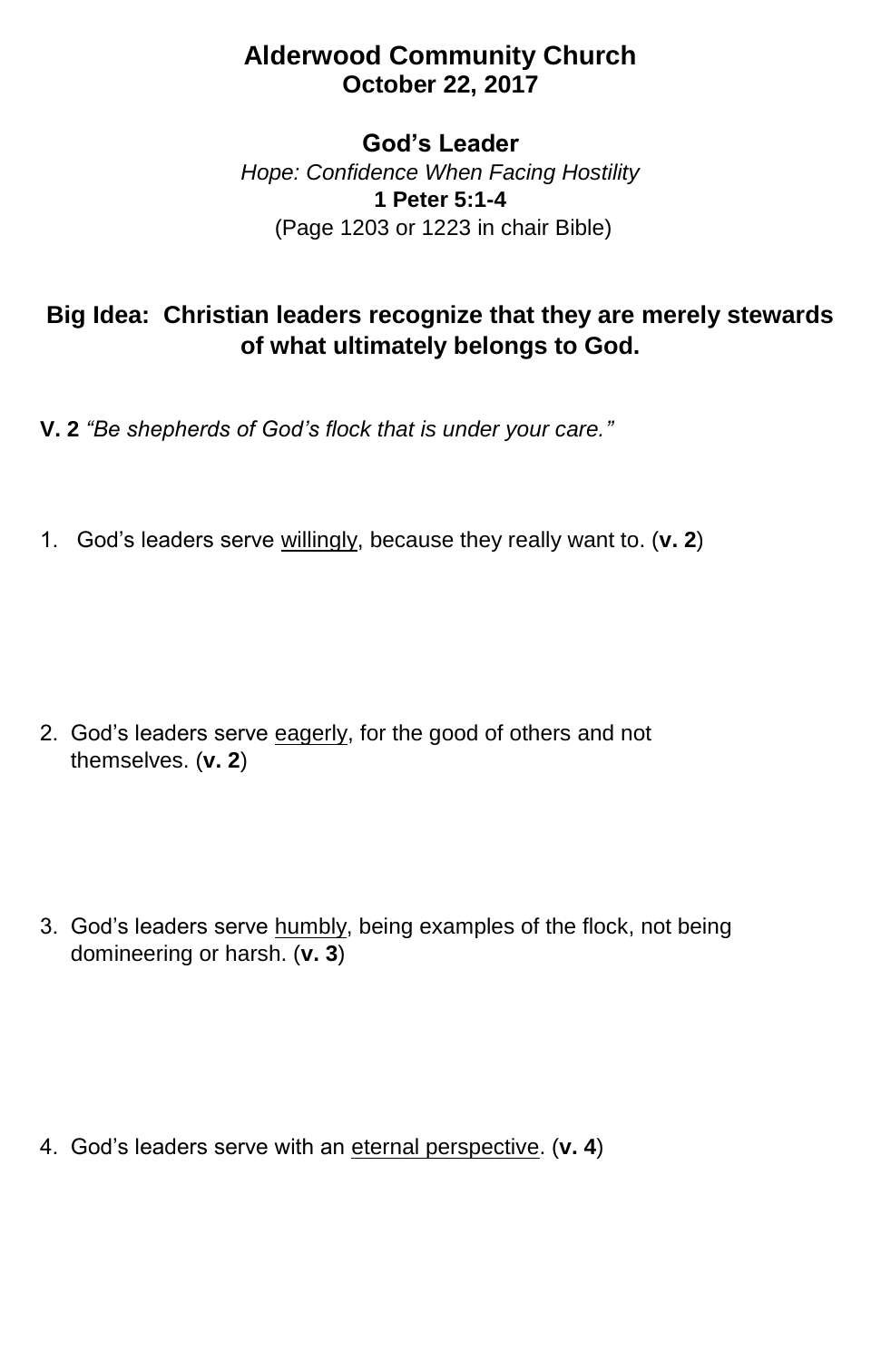# Alderwood Community Church
**October 22, 2017**

## God's Leader

*Hope: Confidence When Facing Hostility*

**1 Peter 5:1-4**

(Page 1203 or 1223 in chair Bible)

**Big Idea: Christian leaders recognize that they are merely stewards of what ultimately belongs to God.**

**V. 2** *"Be shepherds of God's flock that is under your care."*

1. God's leaders serve <u>willingly</u>, because they really want to. (**v. 2**)

2. God's leaders serve <u>eagerly</u>, for the good of others and not themselves. (**v. 2**)

3. God's leaders serve <u>humbly</u>, being examples of the flock, not being domineering or harsh. (**v. 3**)

4. God's leaders serve with an <u>eternal perspective</u>. (**v. 4**)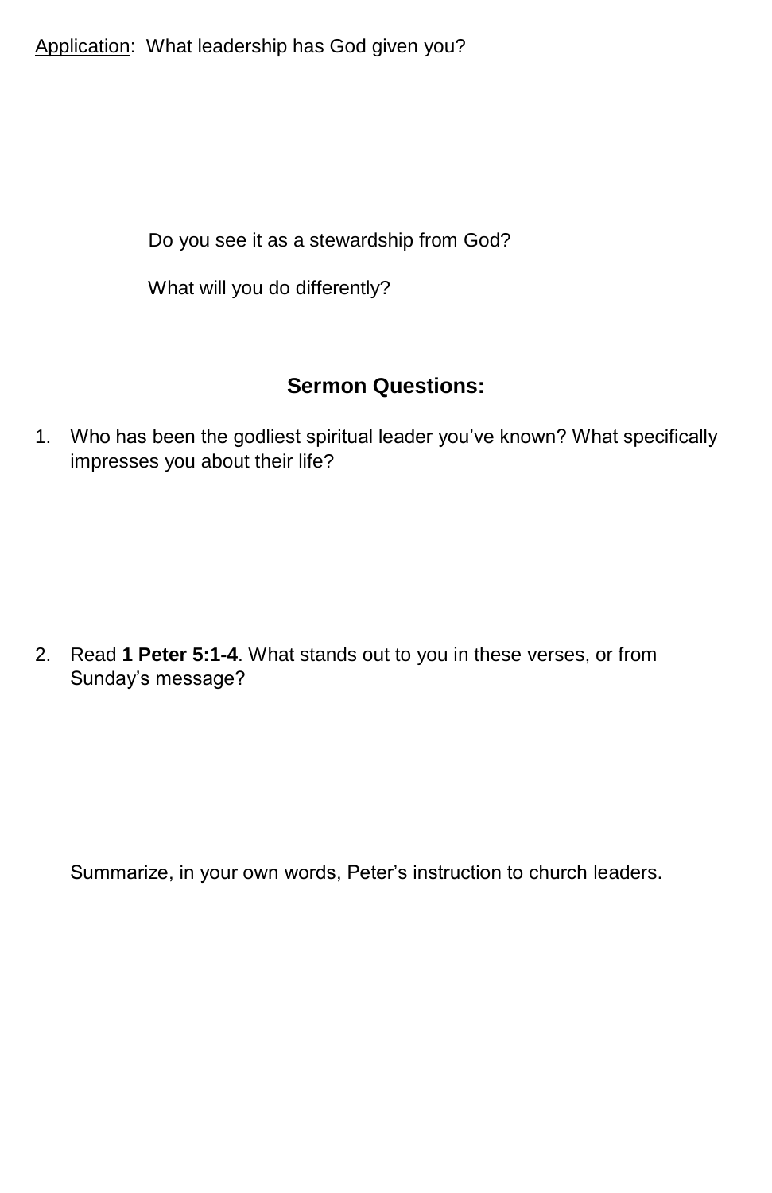Application: What leadership has God given you?

Do you see it as a stewardship from God?

What will you do differently?

## Sermon Questions:

1. Who has been the godliest spiritual leader you've known? What specifically impresses you about their life?

2. Read **1 Peter 5:1-4**. What stands out to you in these verses, or from Sunday's message?

   Summarize, in your own words, Peter's instruction to church leaders.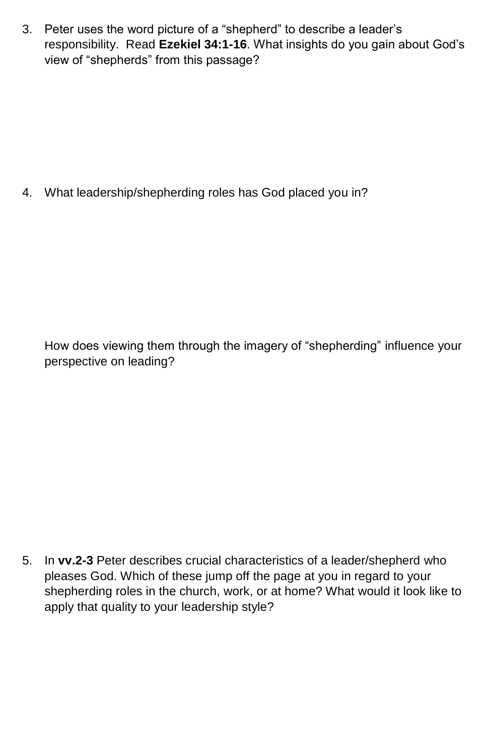3. Peter uses the word picture of a "shepherd" to describe a leader's responsibility. Read **Ezekiel 34:1-16**. What insights do you gain about God's view of "shepherds" from this passage?

4. What leadership/shepherding roles has God placed you in?

   How does viewing them through the imagery of "shepherding" influence your perspective on leading?

5. In **vv.2-3** Peter describes crucial characteristics of a leader/shepherd who pleases God. Which of these jump off the page at you in regard to your shepherding roles in the church, work, or at home? What would it look like to apply that quality to your leadership style?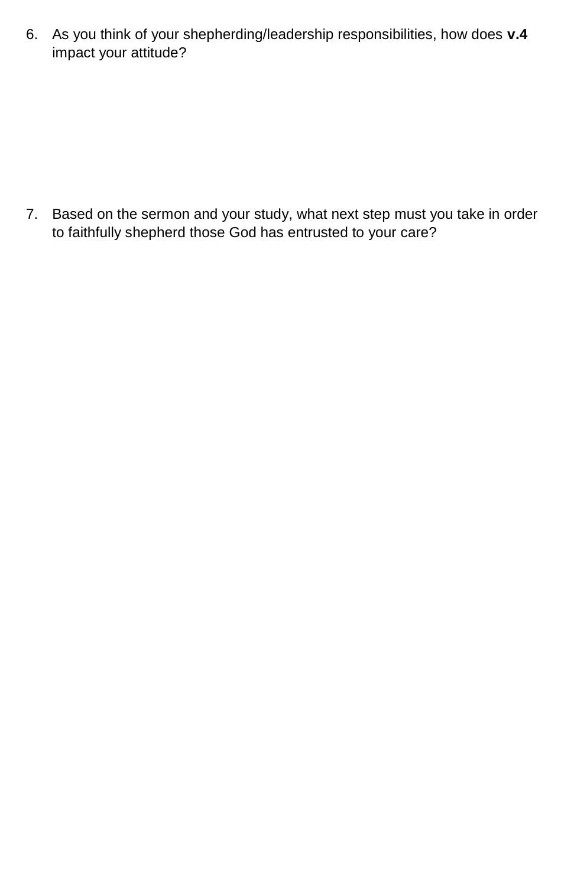6. As you think of your shepherding/leadership responsibilities, how does **v.4** impact your attitude?

7. Based on the sermon and your study, what next step must you take in order to faithfully shepherd those God has entrusted to your care?